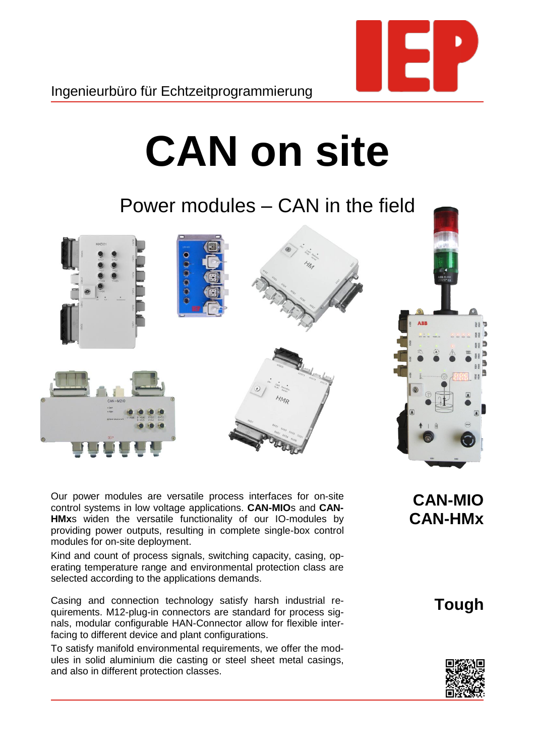Ingenieurbüro für Echtzeitprogrammierung

# CAN on site

## Power modules – CAN in the field

Our power modules are versatile process interfaces for on-site control systems in low voltage applications. **CAN-MIO**s and **CAN-HMx**s widen the versatile functionality of our IO-modules by providing power outputs, resulting in complete single-box control modules for on-site deployment.

Kind and count of process signals, switching capacity, casing, operating temperature range and environmental protection class are selected according to the applications demands.

**CAN-MIO**
**CAN-HMx**

Casing and connection technology satisfy harsh industrial requirements. M12-plug-in connectors are standard for process signals, modular configurable HAN-Connector allow for flexible interfacing to different device and plant configurations.

To satisfy manifold environmental requirements, we offer the modules in solid aluminium die casting or steel sheet metal casings, and also in different protection classes.

**Tough**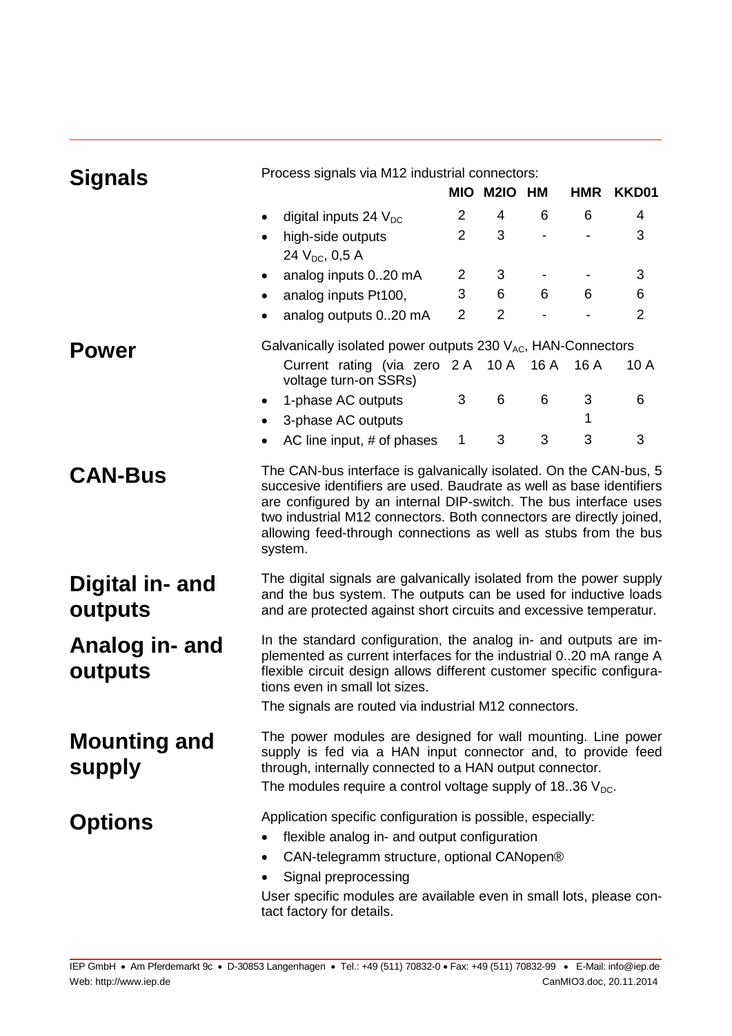## Signals

Process signals via M12 industrial connectors:

| | MIO | M2IO | HM | HMR | KKD01 |
|---|---|---|---|---|---|
| • digital inputs 24 $V_{DC}$ | 2 | 4 | 6 | 6 | 4 |
| • high-side outputs 24 $V_{DC}$, 0,5 A | 2 | 3 | - | - | 3 |
| • analog inputs 0..20 mA | 2 | 3 | - | - | 3 |
| • analog inputs Pt100, | 3 | 6 | 6 | 6 | 6 |
| • analog outputs 0..20 mA | 2 | 2 | - | - | 2 |

## Power

Galvanically isolated power outputs 230 $V_{AC}$, HAN-Connectors

| | MIO | M2IO | HM | HMR | KKD01 |
|---|---|---|---|---|---|
| Current rating (via zero voltage turn-on SSRs) | 2 A | 10 A | 16 A | 16 A | 10 A |
| • 1-phase AC outputs | 3 | 6 | 6 | 3 | 6 |
| • 3-phase AC outputs | | | | 1 | |
| • AC line input, # of phases | 1 | 3 | 3 | 3 | 3 |

## CAN-Bus

The CAN-bus interface is galvanically isolated. On the CAN-bus, 5 succesive identifiers are used. Baudrate as well as base identifiers are configured by an internal DIP-switch. The bus interface uses two industrial M12 connectors. Both connectors are directly joined, allowing feed-through connections as well as stubs from the bus system.

## Digital in- and outputs

The digital signals are galvanically isolated from the power supply and the bus system. The outputs can be used for inductive loads and are protected against short circuits and excessive temperatur.

## Analog in- and outputs

In the standard configuration, the analog in- and outputs are implemented as current interfaces for the industrial 0..20 mA range A flexible circuit design allows different customer specific configurations even in small lot sizes.

The signals are routed via industrial M12 connectors.

## Mounting and supply

The power modules are designed for wall mounting. Line power supply is fed via a HAN input connector and, to provide feed through, internally connected to a HAN output connector.

The modules require a control voltage supply of 18..36 $V_{DC}$.

## Options

Application specific configuration is possible, especially:

- flexible analog in- and output configuration
- CAN-telegramm structure, optional CANopen®
- Signal preprocessing

User specific modules are available even in small lots, please contact factory for details.

IEP GmbH • Am Pferdemarkt 9c • D-30853 Langenhagen • Tel.: +49 (511) 70832-0 • Fax: +49 (511) 70832-99 • E-Mail: info@iep.de
Web: http://www.iep.de CanMIO3.doc, 20.11.2014